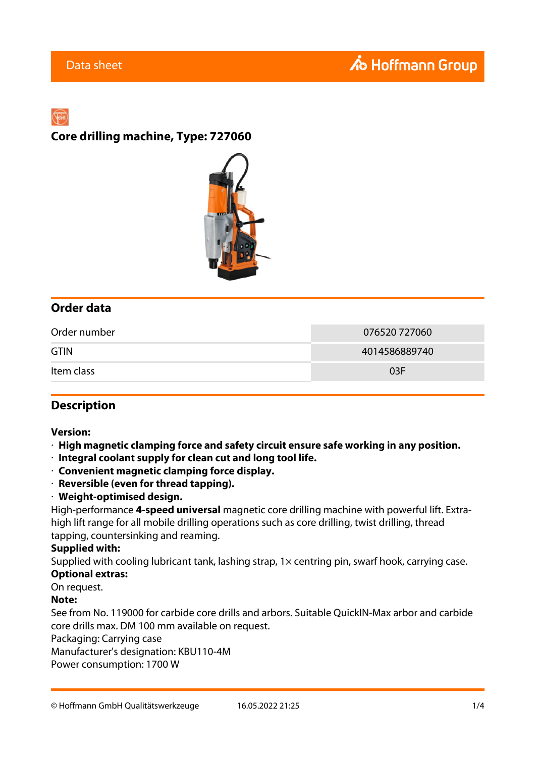Data sheet

# Core drilling machine, Type: 727060

## Order data

| Order number | 076520 727060 |
|---|---|
| GTIN | 4014586889740 |
| Item class | 03F |

## Description

**Version:**

- **High magnetic clamping force and safety circuit ensure safe working in any position.**
- **Integral coolant supply for clean cut and long tool life.**
- **Convenient magnetic clamping force display.**
- **Reversible (even for thread tapping).**
- **Weight-optimised design.**

High-performance **4-speed universal** magnetic core drilling machine with powerful lift. Extra-high lift range for all mobile drilling operations such as core drilling, twist drilling, thread tapping, countersinking and reaming.

**Supplied with:**

Supplied with cooling lubricant tank, lashing strap, 1× centring pin, swarf hook, carrying case.

**Optional extras:**

On request.

**Note:**

See from No. 119000 for carbide core drills and arbors. Suitable QuickIN-Max arbor and carbide core drills max. DM 100 mm available on request.

Packaging: Carrying case

Manufacturer's designation: KBU110-4M

Power consumption: 1700 W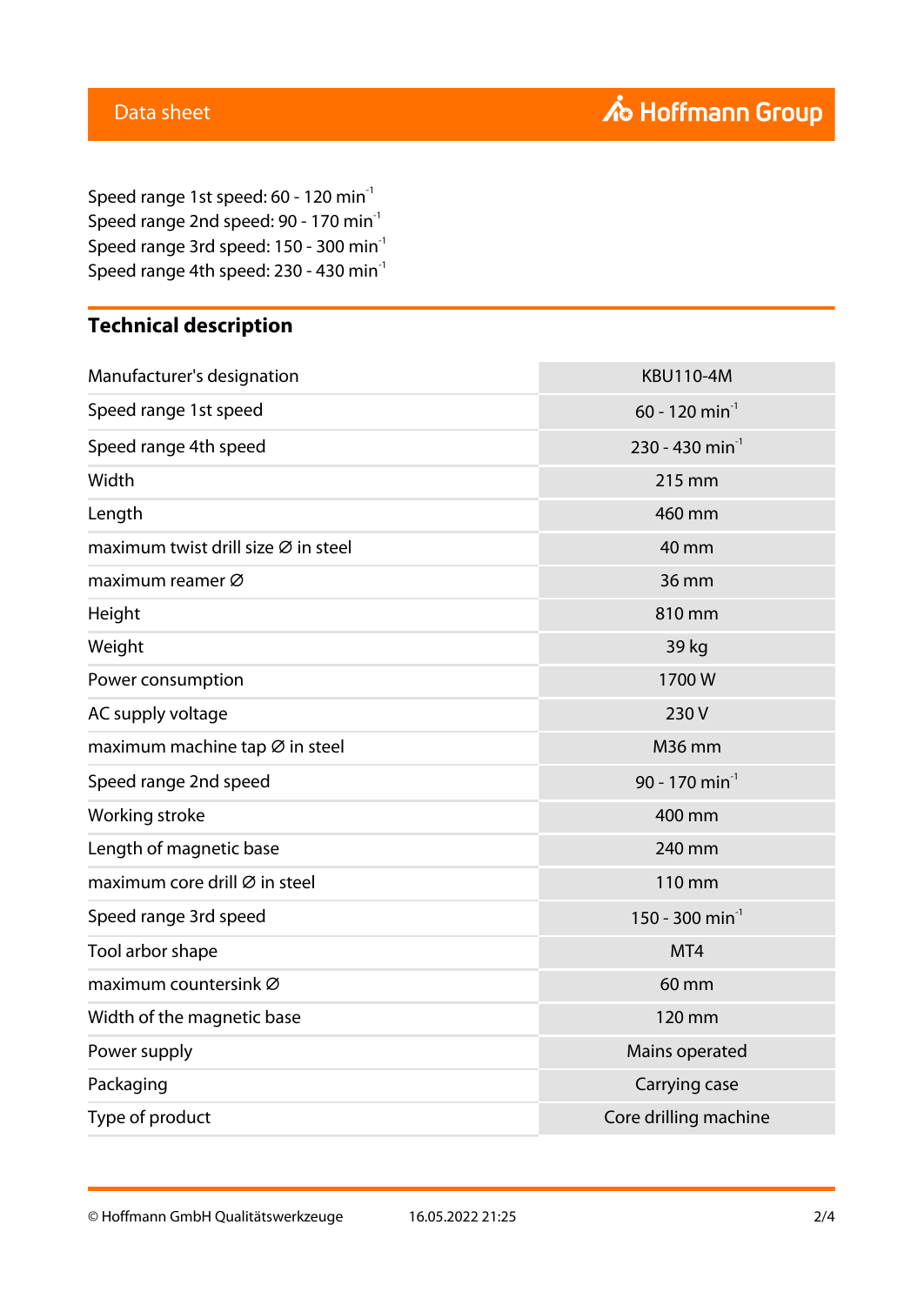Speed range 1st speed: 60 - 120 min$^{-1}$
Speed range 2nd speed: 90 - 170 min$^{-1}$
Speed range 3rd speed: 150 - 300 min$^{-1}$
Speed range 4th speed: 230 - 430 min$^{-1}$

## Technical description

| | |
|---|---|
| Manufacturer's designation | KBU110-4M |
| Speed range 1st speed | 60 - 120 min$^{-1}$ |
| Speed range 4th speed | 230 - 430 min$^{-1}$ |
| Width | 215 mm |
| Length | 460 mm |
| maximum twist drill size ∅ in steel | 40 mm |
| maximum reamer ∅ | 36 mm |
| Height | 810 mm |
| Weight | 39 kg |
| Power consumption | 1700 W |
| AC supply voltage | 230 V |
| maximum machine tap ∅ in steel | M36 mm |
| Speed range 2nd speed | 90 - 170 min$^{-1}$ |
| Working stroke | 400 mm |
| Length of magnetic base | 240 mm |
| maximum core drill ∅ in steel | 110 mm |
| Speed range 3rd speed | 150 - 300 min$^{-1}$ |
| Tool arbor shape | MT4 |
| maximum countersink ∅ | 60 mm |
| Width of the magnetic base | 120 mm |
| Power supply | Mains operated |
| Packaging | Carrying case |
| Type of product | Core drilling machine |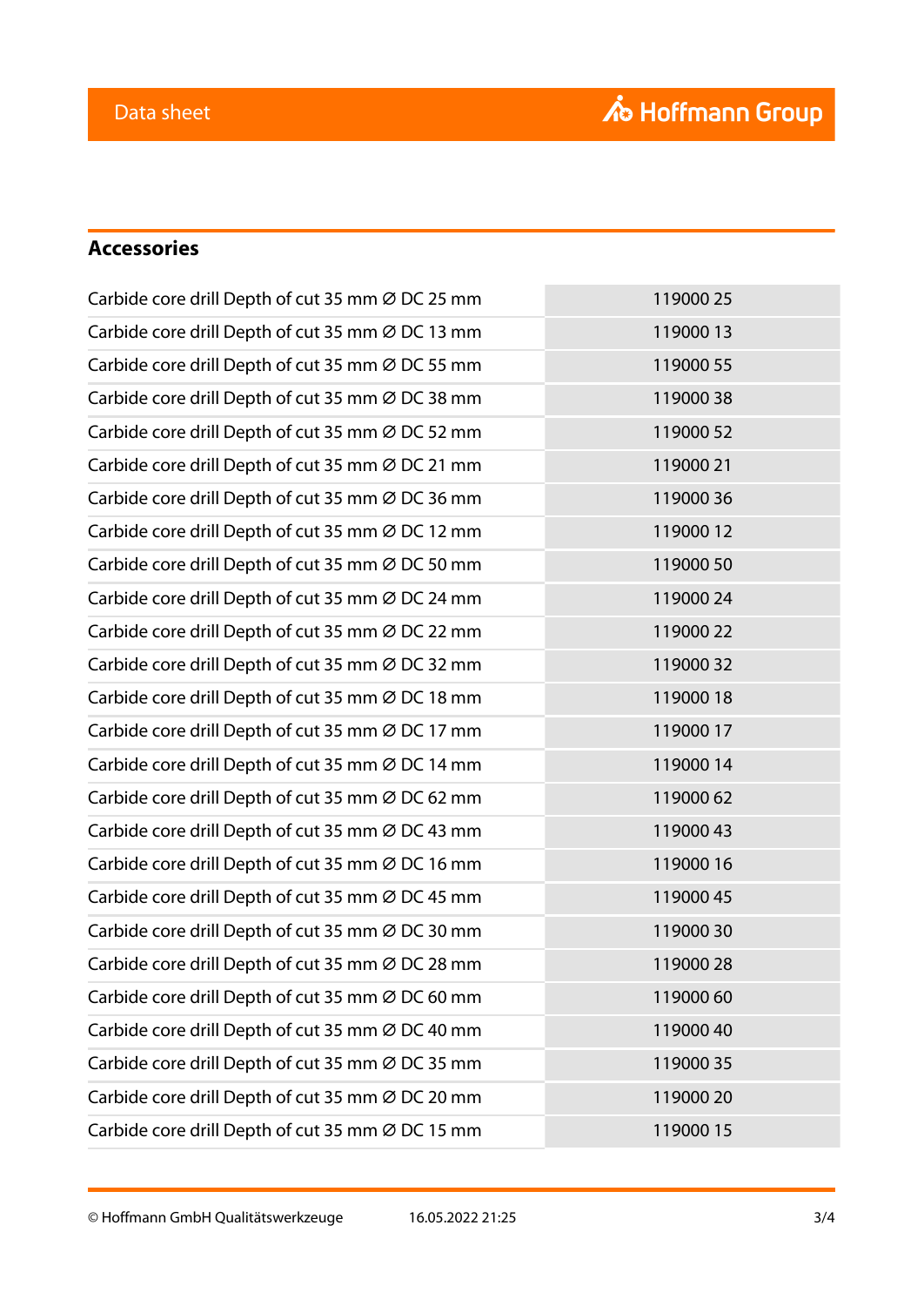## Accessories

| | |
|---|---|
| Carbide core drill Depth of cut 35 mm Ø DC 25 mm | 119000 25 |
| Carbide core drill Depth of cut 35 mm Ø DC 13 mm | 119000 13 |
| Carbide core drill Depth of cut 35 mm Ø DC 55 mm | 119000 55 |
| Carbide core drill Depth of cut 35 mm Ø DC 38 mm | 119000 38 |
| Carbide core drill Depth of cut 35 mm Ø DC 52 mm | 119000 52 |
| Carbide core drill Depth of cut 35 mm Ø DC 21 mm | 119000 21 |
| Carbide core drill Depth of cut 35 mm Ø DC 36 mm | 119000 36 |
| Carbide core drill Depth of cut 35 mm Ø DC 12 mm | 119000 12 |
| Carbide core drill Depth of cut 35 mm Ø DC 50 mm | 119000 50 |
| Carbide core drill Depth of cut 35 mm Ø DC 24 mm | 119000 24 |
| Carbide core drill Depth of cut 35 mm Ø DC 22 mm | 119000 22 |
| Carbide core drill Depth of cut 35 mm Ø DC 32 mm | 119000 32 |
| Carbide core drill Depth of cut 35 mm Ø DC 18 mm | 119000 18 |
| Carbide core drill Depth of cut 35 mm Ø DC 17 mm | 119000 17 |
| Carbide core drill Depth of cut 35 mm Ø DC 14 mm | 119000 14 |
| Carbide core drill Depth of cut 35 mm Ø DC 62 mm | 119000 62 |
| Carbide core drill Depth of cut 35 mm Ø DC 43 mm | 119000 43 |
| Carbide core drill Depth of cut 35 mm Ø DC 16 mm | 119000 16 |
| Carbide core drill Depth of cut 35 mm Ø DC 45 mm | 119000 45 |
| Carbide core drill Depth of cut 35 mm Ø DC 30 mm | 119000 30 |
| Carbide core drill Depth of cut 35 mm Ø DC 28 mm | 119000 28 |
| Carbide core drill Depth of cut 35 mm Ø DC 60 mm | 119000 60 |
| Carbide core drill Depth of cut 35 mm Ø DC 40 mm | 119000 40 |
| Carbide core drill Depth of cut 35 mm Ø DC 35 mm | 119000 35 |
| Carbide core drill Depth of cut 35 mm Ø DC 20 mm | 119000 20 |
| Carbide core drill Depth of cut 35 mm Ø DC 15 mm | 119000 15 |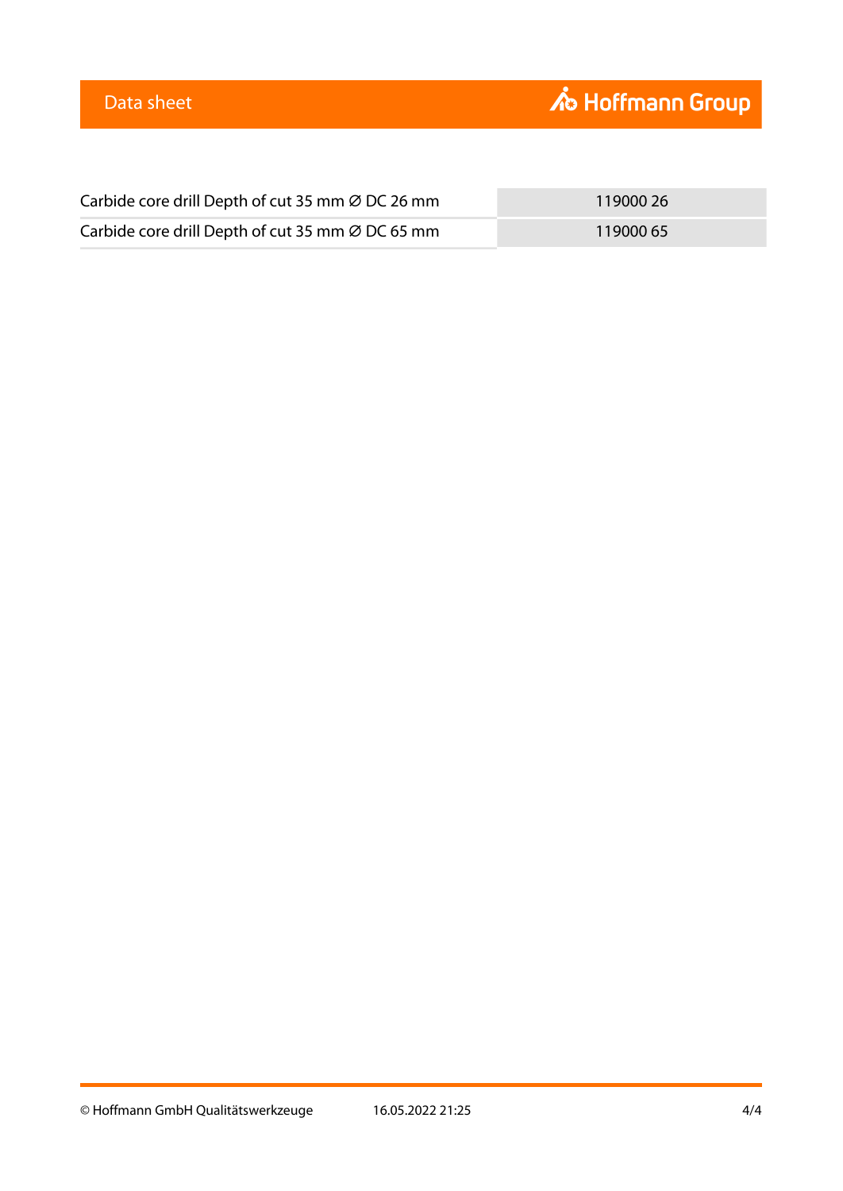| | |
|---|---|
| Carbide core drill Depth of cut 35 mm ∅ DC 26 mm | 119000 26 |
| Carbide core drill Depth of cut 35 mm ∅ DC 65 mm | 119000 65 |